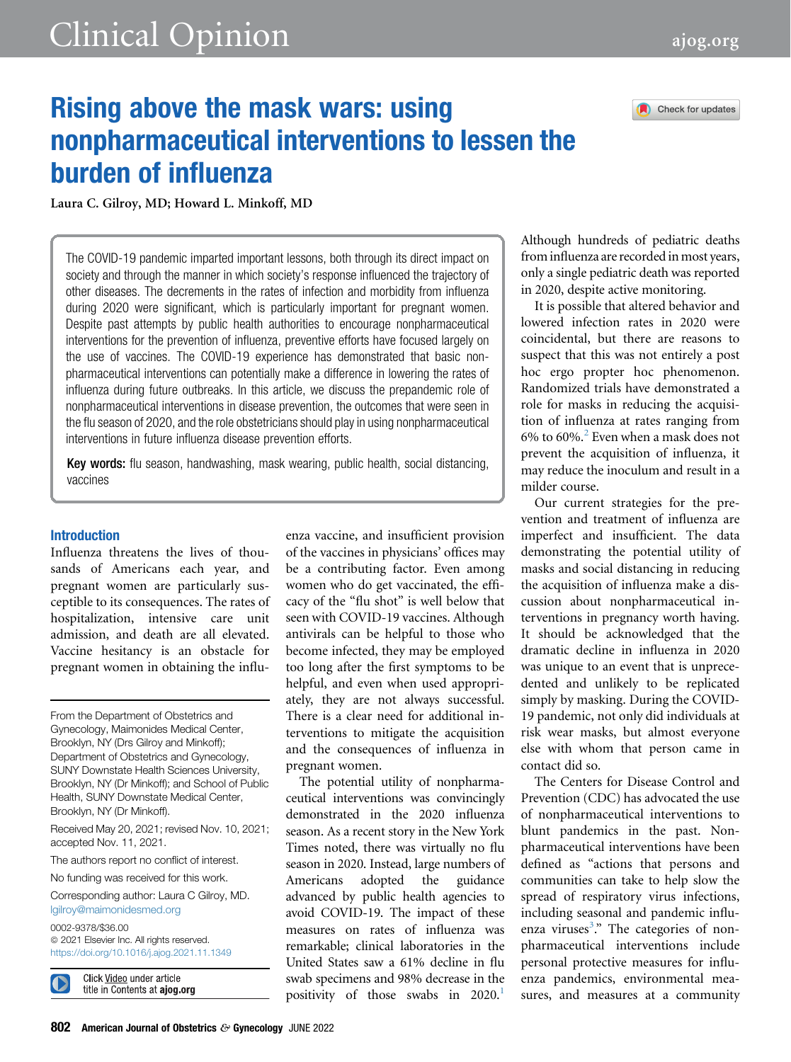# Rising above the mask wars: using nonpharmaceutical interventions to lessen the burden of influenza

Laura C. Gilroy, MD; Howard L. Minkoff, MD

The COVID-19 pandemic imparted important lessons, both through its direct impact on society and through the manner in which society's response influenced the trajectory of other diseases. The decrements in the rates of infection and morbidity from influenza during 2020 were significant, which is particularly important for pregnant women. Despite past attempts by public health authorities to encourage nonpharmaceutical interventions for the prevention of influenza, preventive efforts have focused largely on the use of vaccines. The COVID-19 experience has demonstrated that basic nonpharmaceutical interventions can potentially make a difference in lowering the rates of influenza during future outbreaks. In this article, we discuss the prepandemic role of nonpharmaceutical interventions in disease prevention, the outcomes that were seen in the flu season of 2020, and the role obstetricians should play in using nonpharmaceutical interventions in future influenza disease prevention efforts.

**Key words:** flu season, handwashing, mask wearing, public health, social distancing, vaccines

From the Department of Obstetrics and Gynecology, Maimonides Medical Center, Brooklyn, NY (Drs Gilroy and Minkoff); Department of Obstetrics and Gynecology, SUNY Downstate Health Sciences University, Brooklyn, NY (Dr Minkoff); and School of Public Health, SUNY Downstate Medical Center, Brooklyn, NY (Dr Minkoff).

Received May 20, 2021; revised Nov. 10, 2021; accepted Nov. 11, 2021.

The authors report no conflict of interest.

No funding was received for this work.

Corresponding author: Laura C Gilroy, MD. lgilroy@maimonidesmed.org

0002-9378/$36.00
© 2021 Elsevier Inc. All rights reserved.
https://doi.org/10.1016/j.ajog.2021.11.1349

Click Video under article title in Contents at **ajog.org**

## Introduction

Influenza threatens the lives of thousands of Americans each year, and pregnant women are particularly susceptible to its consequences. The rates of hospitalization, intensive care unit admission, and death are all elevated. Vaccine hesitancy is an obstacle for pregnant women in obtaining the influenza vaccine, and insufficient provision of the vaccines in physicians' offices may be a contributing factor. Even among women who do get vaccinated, the efficacy of the "flu shot" is well below that seen with COVID-19 vaccines. Although antivirals can be helpful to those who become infected, they may be employed too long after the first symptoms to be helpful, and even when used appropriately, they are not always successful. There is a clear need for additional interventions to mitigate the acquisition and the consequences of influenza in pregnant women.

The potential utility of nonpharmaceutical interventions was convincingly demonstrated in the 2020 influenza season. As a recent story in the New York Times noted, there was virtually no flu season in 2020. Instead, large numbers of Americans adopted the guidance advanced by public health agencies to avoid COVID-19. The impact of these measures on rates of influenza was remarkable; clinical laboratories in the United States saw a 61% decline in flu swab specimens and 98% decrease in the positivity of those swabs in 2020.[1] Although hundreds of pediatric deaths from influenza are recorded in most years, only a single pediatric death was reported in 2020, despite active monitoring.

It is possible that altered behavior and lowered infection rates in 2020 were coincidental, but there are reasons to suspect that this was not entirely a post hoc ergo propter hoc phenomenon. Randomized trials have demonstrated a role for masks in reducing the acquisition of influenza at rates ranging from 6% to 60%.[2] Even when a mask does not prevent the acquisition of influenza, it may reduce the inoculum and result in a milder course.

Our current strategies for the prevention and treatment of influenza are imperfect and insufficient. The data demonstrating the potential utility of masks and social distancing in reducing the acquisition of influenza make a discussion about nonpharmaceutical interventions in pregnancy worth having. It should be acknowledged that the dramatic decline in influenza in 2020 was unique to an event that is unprecedented and unlikely to be replicated simply by masking. During the COVID-19 pandemic, not only did individuals at risk wear masks, but almost everyone else with whom that person came in contact did so.

The Centers for Disease Control and Prevention (CDC) has advocated the use of nonpharmaceutical interventions to blunt pandemics in the past. Nonpharmaceutical interventions have been defined as "actions that persons and communities can take to help slow the spread of respiratory virus infections, including seasonal and pandemic influenza viruses[3]." The categories of nonpharmaceutical interventions include personal protective measures for influenza pandemics, environmental measures, and measures at a community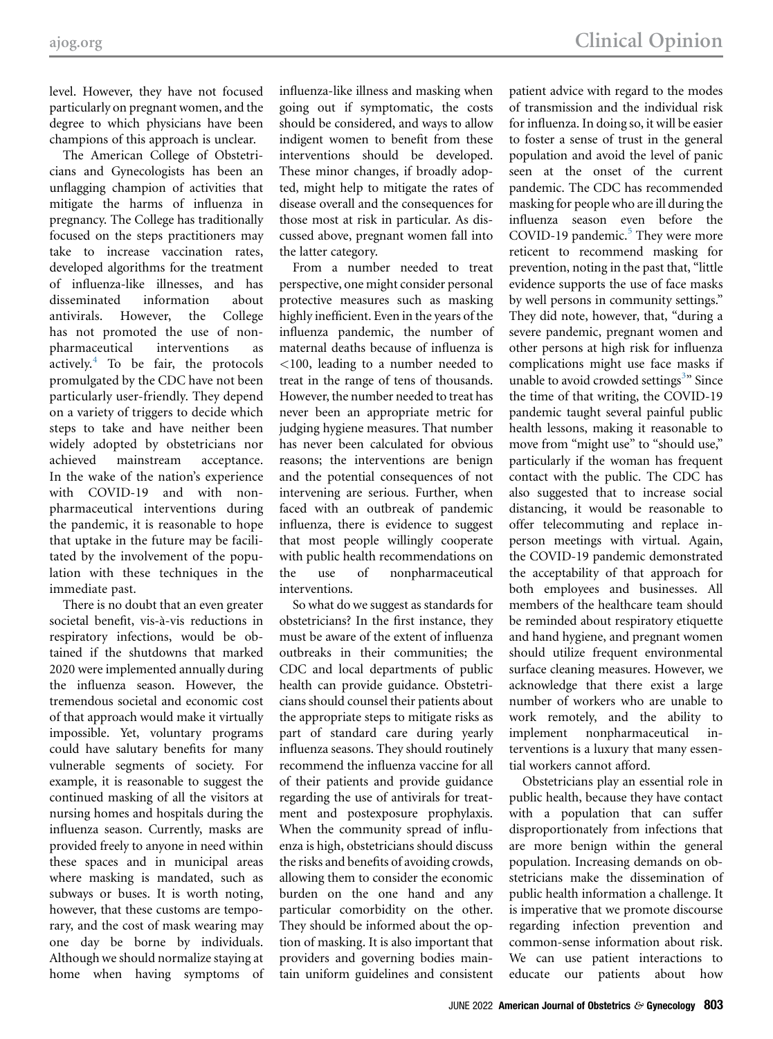level. However, they have not focused particularly on pregnant women, and the degree to which physicians have been champions of this approach is unclear.

The American College of Obstetricians and Gynecologists has been an unflagging champion of activities that mitigate the harms of influenza in pregnancy. The College has traditionally focused on the steps practitioners may take to increase vaccination rates, developed algorithms for the treatment of influenza-like illnesses, and has disseminated information about antivirals. However, the College has not promoted the use of nonpharmaceutical interventions as actively.[4] To be fair, the protocols promulgated by the CDC have not been particularly user-friendly. They depend on a variety of triggers to decide which steps to take and have neither been widely adopted by obstetricians nor achieved mainstream acceptance. In the wake of the nation's experience with COVID-19 and with nonpharmaceutical interventions during the pandemic, it is reasonable to hope that uptake in the future may be facilitated by the involvement of the population with these techniques in the immediate past.

There is no doubt that an even greater societal benefit, vis-à-vis reductions in respiratory infections, would be obtained if the shutdowns that marked 2020 were implemented annually during the influenza season. However, the tremendous societal and economic cost of that approach would make it virtually impossible. Yet, voluntary programs could have salutary benefits for many vulnerable segments of society. For example, it is reasonable to suggest the continued masking of all the visitors at nursing homes and hospitals during the influenza season. Currently, masks are provided freely to anyone in need within these spaces and in municipal areas where masking is mandated, such as subways or buses. It is worth noting, however, that these customs are temporary, and the cost of mask wearing may one day be borne by individuals. Although we should normalize staying at home when having symptoms of influenza-like illness and masking when going out if symptomatic, the costs should be considered, and ways to allow indigent women to benefit from these interventions should be developed. These minor changes, if broadly adopted, might help to mitigate the rates of disease overall and the consequences for those most at risk in particular. As discussed above, pregnant women fall into the latter category.

From a number needed to treat perspective, one might consider personal protective measures such as masking highly inefficient. Even in the years of the influenza pandemic, the number of maternal deaths because of influenza is <100, leading to a number needed to treat in the range of tens of thousands. However, the number needed to treat has never been an appropriate metric for judging hygiene measures. That number has never been calculated for obvious reasons; the interventions are benign and the potential consequences of not intervening are serious. Further, when faced with an outbreak of pandemic influenza, there is evidence to suggest that most people willingly cooperate with public health recommendations on the use of nonpharmaceutical interventions.

So what do we suggest as standards for obstetricians? In the first instance, they must be aware of the extent of influenza outbreaks in their communities; the CDC and local departments of public health can provide guidance. Obstetricians should counsel their patients about the appropriate steps to mitigate risks as part of standard care during yearly influenza seasons. They should routinely recommend the influenza vaccine for all of their patients and provide guidance regarding the use of antivirals for treatment and postexposure prophylaxis. When the community spread of influenza is high, obstetricians should discuss the risks and benefits of avoiding crowds, allowing them to consider the economic burden on the one hand and any particular comorbidity on the other. They should be informed about the option of masking. It is also important that providers and governing bodies maintain uniform guidelines and consistent patient advice with regard to the modes of transmission and the individual risk for influenza. In doing so, it will be easier to foster a sense of trust in the general population and avoid the level of panic seen at the onset of the current pandemic. The CDC has recommended masking for people who are ill during the influenza season even before the COVID-19 pandemic.[5] They were more reticent to recommend masking for prevention, noting in the past that, "little evidence supports the use of face masks by well persons in community settings." They did note, however, that, "during a severe pandemic, pregnant women and other persons at high risk for influenza complications might use face masks if unable to avoid crowded settings[3]" Since the time of that writing, the COVID-19 pandemic taught several painful public health lessons, making it reasonable to move from "might use" to "should use," particularly if the woman has frequent contact with the public. The CDC has also suggested that to increase social distancing, it would be reasonable to offer telecommuting and replace in-person meetings with virtual. Again, the COVID-19 pandemic demonstrated the acceptability of that approach for both employees and businesses. All members of the healthcare team should be reminded about respiratory etiquette and hand hygiene, and pregnant women should utilize frequent environmental surface cleaning measures. However, we acknowledge that there exist a large number of workers who are unable to work remotely, and the ability to implement nonpharmaceutical interventions is a luxury that many essential workers cannot afford.

Obstetricians play an essential role in public health, because they have contact with a population that can suffer disproportionately from infections that are more benign within the general population. Increasing demands on obstetricians make the dissemination of public health information a challenge. It is imperative that we promote discourse regarding infection prevention and common-sense information about risk. We can use patient interactions to educate our patients about how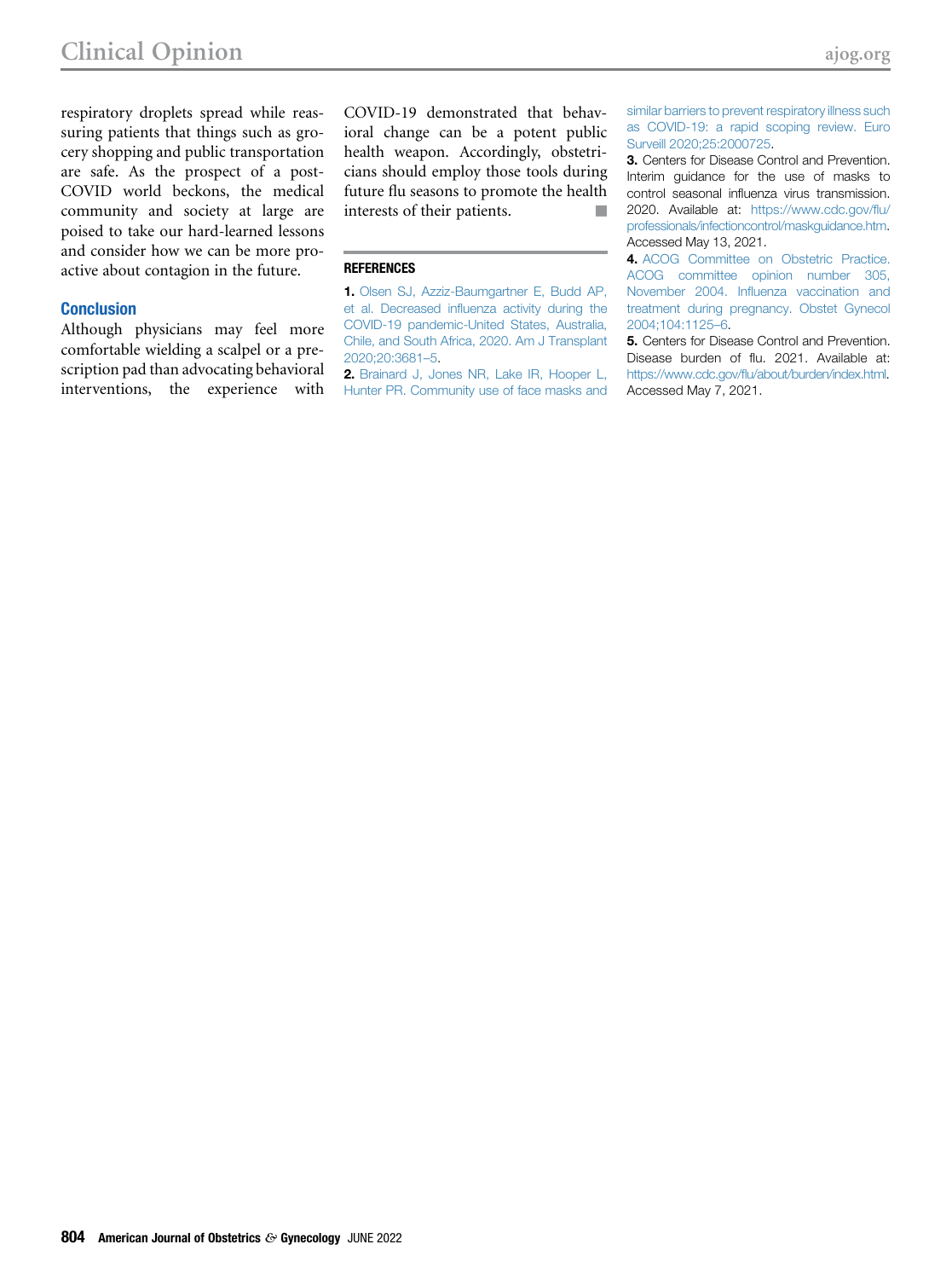respiratory droplets spread while reassuring patients that things such as grocery shopping and public transportation are safe. As the prospect of a post-COVID world beckons, the medical community and society at large are poised to take our hard-learned lessons and consider how we can be more proactive about contagion in the future.

## Conclusion

Although physicians may feel more comfortable wielding a scalpel or a prescription pad than advocating behavioral interventions, the experience with COVID-19 demonstrated that behavioral change can be a potent public health weapon. Accordingly, obstetricians should employ those tools during future flu seasons to promote the health interests of their patients. ■

## REFERENCES

**1.** Olsen SJ, Azziz-Baumgartner E, Budd AP, et al. Decreased influenza activity during the COVID-19 pandemic-United States, Australia, Chile, and South Africa, 2020. Am J Transplant 2020;20:3681–5.

**2.** Brainard J, Jones NR, Lake IR, Hooper L, Hunter PR. Community use of face masks and similar barriers to prevent respiratory illness such as COVID-19: a rapid scoping review. Euro Surveill 2020;25:2000725.

**3.** Centers for Disease Control and Prevention. Interim guidance for the use of masks to control seasonal influenza virus transmission. 2020. Available at: https://www.cdc.gov/flu/professionals/infectioncontrol/maskguidance.htm. Accessed May 13, 2021.

**4.** ACOG Committee on Obstetric Practice. ACOG committee opinion number 305, November 2004. Influenza vaccination and treatment during pregnancy. Obstet Gynecol 2004;104:1125–6.

**5.** Centers for Disease Control and Prevention. Disease burden of flu. 2021. Available at: https://www.cdc.gov/flu/about/burden/index.html. Accessed May 7, 2021.